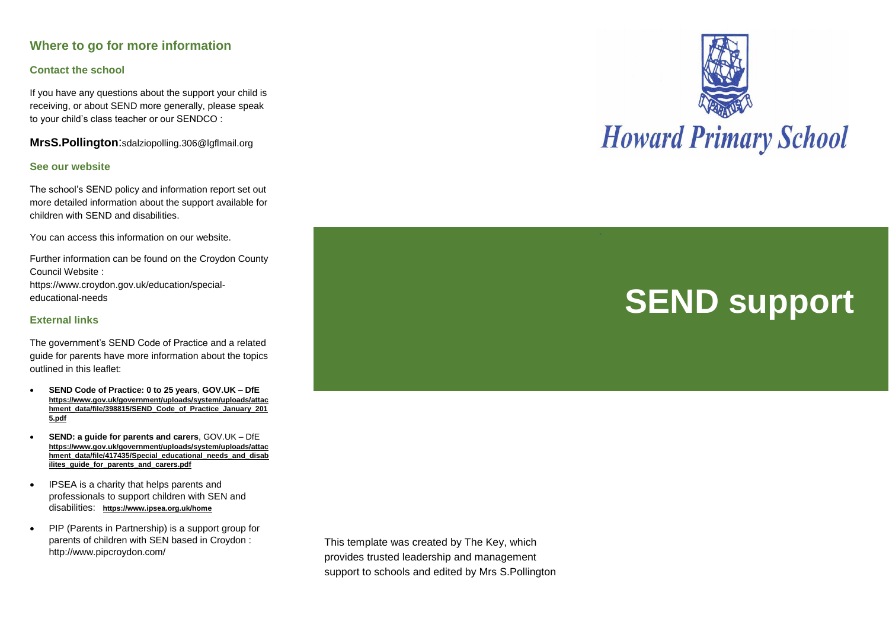## Where to go for more information

### Contact the school

If you have any questions about the support your child is receiving, or about SEND more generally, please speak to your child's class teacher or our SENDCO :

**MrsS.Pollington**:sdalziopolling.306@lgflmail.org

### See our website

The school's SEND policy and information report set out more detailed information about the support available for children with SEND and disabilities.

You can access this information on our website.

Further information can be found on the Croydon County Council Website :
https://www.croydon.gov.uk/education/special-educational-needs

### External links

The government's SEND Code of Practice and a related guide for parents have more information about the topics outlined in this leaflet:

- **SEND Code of Practice: 0 to 25 years**, **GOV.UK – DfE** **https://www.gov.uk/government/uploads/system/uploads/attachment_data/file/398815/SEND_Code_of_Practice_January_2015.pdf**
- **SEND: a guide for parents and carers**, GOV.UK – DfE **https://www.gov.uk/government/uploads/system/uploads/attachment_data/file/417435/Special_educational_needs_and_disabilites_guide_for_parents_and_carers.pdf**
- IPSEA is a charity that helps parents and professionals to support children with SEN and disabilities: **https://www.ipsea.org.uk/home**
- PIP (Parents in Partnership) is a support group for parents of children with SEN based in Croydon : http://www.pipcroydon.com/

This template was created by The Key, which provides trusted leadership and management support to schools and edited by Mrs S.Pollington

Howard Primary School

# SEND support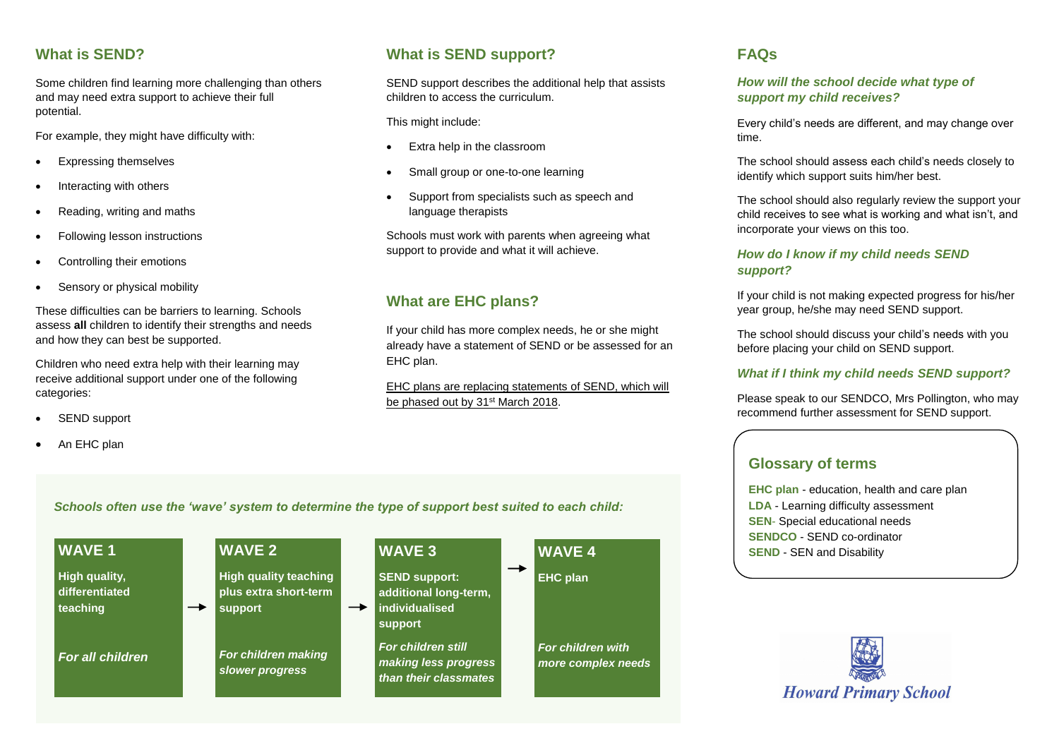## What is SEND?

Some children find learning more challenging than others and may need extra support to achieve their full potential.

For example, they might have difficulty with:

- Expressing themselves
- Interacting with others
- Reading, writing and maths
- Following lesson instructions
- Controlling their emotions
- Sensory or physical mobility

These difficulties can be barriers to learning. Schools assess **all** children to identify their strengths and needs and how they can best be supported.

Children who need extra help with their learning may receive additional support under one of the following categories:

- SEND support
- An EHC plan

## What is SEND support?

SEND support describes the additional help that assists children to access the curriculum.

This might include:

- Extra help in the classroom
- Small group or one-to-one learning
- Support from specialists such as speech and language therapists

Schools must work with parents when agreeing what support to provide and what it will achieve.

## What are EHC plans?

If your child has more complex needs, he or she might already have a statement of SEND or be assessed for an EHC plan.

EHC plans are replacing statements of SEND, which will be phased out by 31st March 2018.

*Schools often use the 'wave' system to determine the type of support best suited to each child:*

**WAVE 1**
**High quality, differentiated teaching**
***For all children***

→

**WAVE 2**
**High quality teaching plus extra short-term support**
***For children making slower progress***

→

**WAVE 3**
**SEND support: additional long-term, individualised support**
***For children still making less progress than their classmates***

→

**WAVE 4**
**EHC plan**
***For children with more complex needs***

## FAQs

### *How will the school decide what type of support my child receives?*

Every child's needs are different, and may change over time.

The school should assess each child's needs closely to identify which support suits him/her best.

The school should also regularly review the support your child receives to see what is working and what isn't, and incorporate your views on this too.

### *How do I know if my child needs SEND support?*

If your child is not making expected progress for his/her year group, he/she may need SEND support.

The school should discuss your child's needs with you before placing your child on SEND support.

### *What if I think my child needs SEND support?*

Please speak to our SENDCO, Mrs Pollington, who may recommend further assessment for SEND support.

## Glossary of terms

**EHC plan** - education, health and care plan
**LDA** - Learning difficulty assessment
**SEN**- Special educational needs
**SENDCO** - SEND co-ordinator
**SEND** - SEN and Disability

Howard Primary School